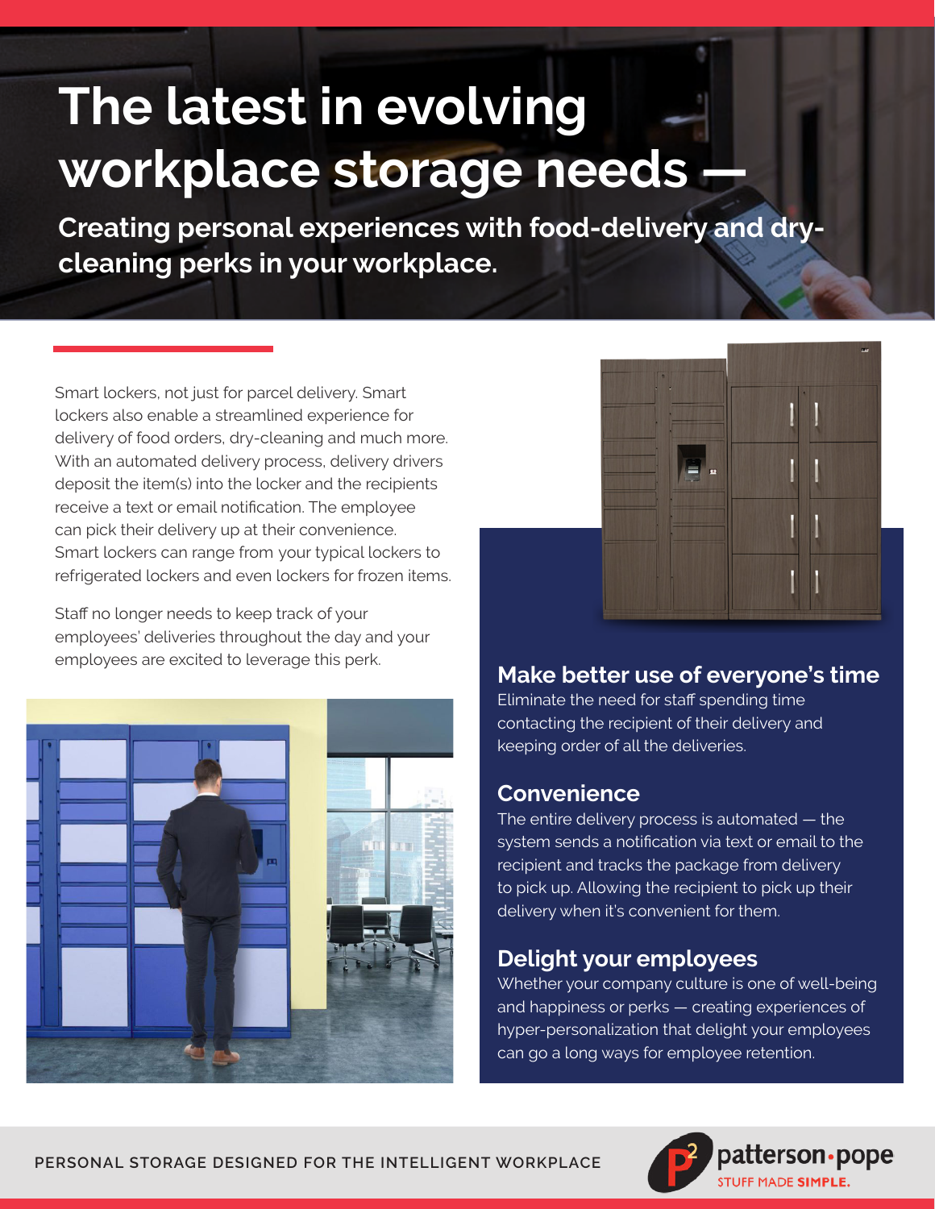# The latest in evolving workplace storage needs —

## Creating personal experiences with food-delivery and dry-cleaning perks in your workplace.

Smart lockers, not just for parcel delivery. Smart lockers also enable a streamlined experience for delivery of food orders, dry-cleaning and much more. With an automated delivery process, delivery drivers deposit the item(s) into the locker and the recipients receive a text or email notification. The employee can pick their delivery up at their convenience. Smart lockers can range from your typical lockers to refrigerated lockers and even lockers for frozen items.

Staff no longer needs to keep track of your employees' deliveries throughout the day and your employees are excited to leverage this perk.

### Make better use of everyone's time

Eliminate the need for staff spending time contacting the recipient of their delivery and keeping order of all the deliveries.

### Convenience

The entire delivery process is automated — the system sends a notification via text or email to the recipient and tracks the package from delivery to pick up. Allowing the recipient to pick up their delivery when it's convenient for them.

### Delight your employees

Whether your company culture is one of well-being and happiness or perks — creating experiences of hyper-personalization that delight your employees can go a long ways for employee retention.

PERSONAL STORAGE DESIGNED FOR THE INTELLIGENT WORKPLACE

patterson·pope
STUFF MADE SIMPLE.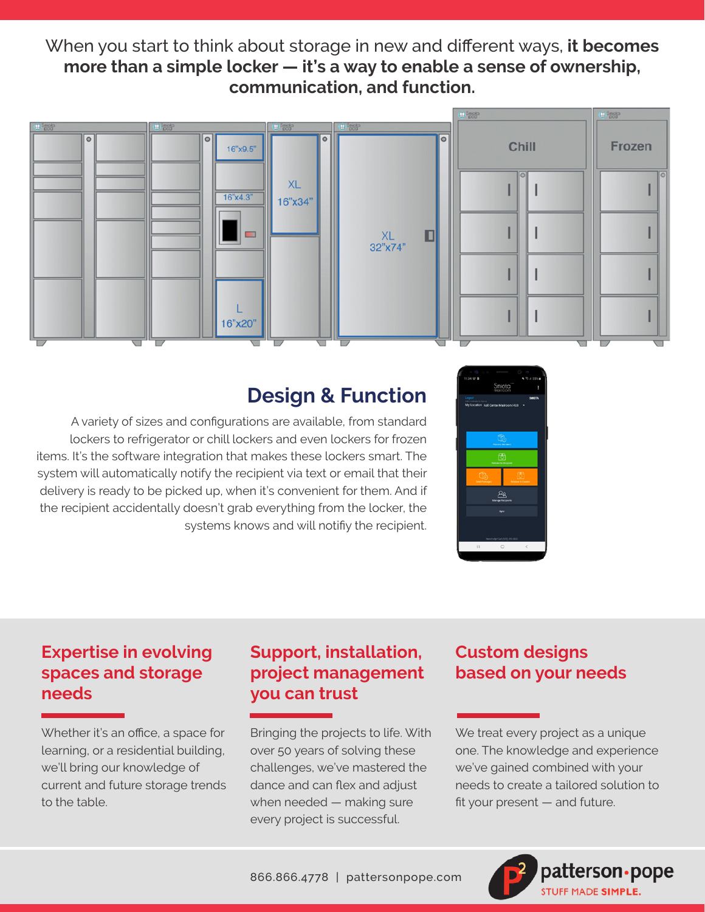When you start to think about storage in new and different ways, **it becomes more than a simple locker — it's a way to enable a sense of ownership, communication, and function.**

## Design & Function

A variety of sizes and configurations are available, from standard lockers to refrigerator or chill lockers and even lockers for frozen items. It's the software integration that makes these lockers smart. The system will automatically notify the recipient via text or email that their delivery is ready to be picked up, when it's convenient for them. And if the recipient accidentally doesn't grab everything from the locker, the systems knows and will notifiy the recipient.

### Expertise in evolving spaces and storage needs

Whether it's an office, a space for learning, or a residential building, we'll bring our knowledge of current and future storage trends to the table.

### Support, installation, project management you can trust

Bringing the projects to life. With over 50 years of solving these challenges, we've mastered the dance and can flex and adjust when needed — making sure every project is successful.

### Custom designs based on your needs

We treat every project as a unique one. The knowledge and experience we've gained combined with your needs to create a tailored solution to fit your present — and future.

866.866.4778 | pattersonpope.com

patterson·pope
STUFF MADE SIMPLE.